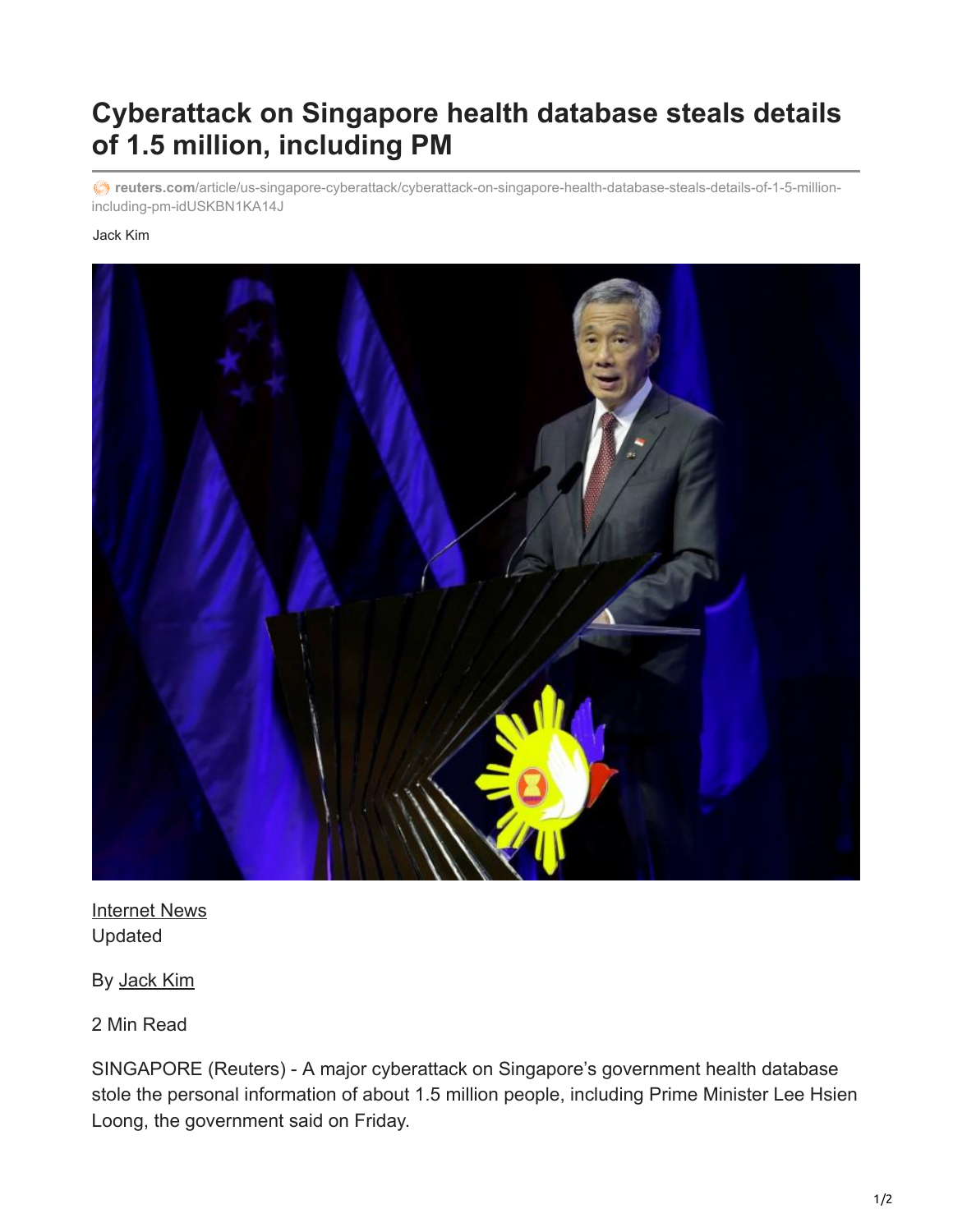# Cyberattack on Singapore health database steals details of 1.5 million, including PM

reuters.com/article/us-singapore-cyberattack/cyberattack-on-singapore-health-database-steals-details-of-1-5-million-including-pm-idUSKBN1KA14J

Jack Kim

Internet News
Updated

By Jack Kim

2 Min Read

SINGAPORE (Reuters) - A major cyberattack on Singapore's government health database stole the personal information of about 1.5 million people, including Prime Minister Lee Hsien Loong, the government said on Friday.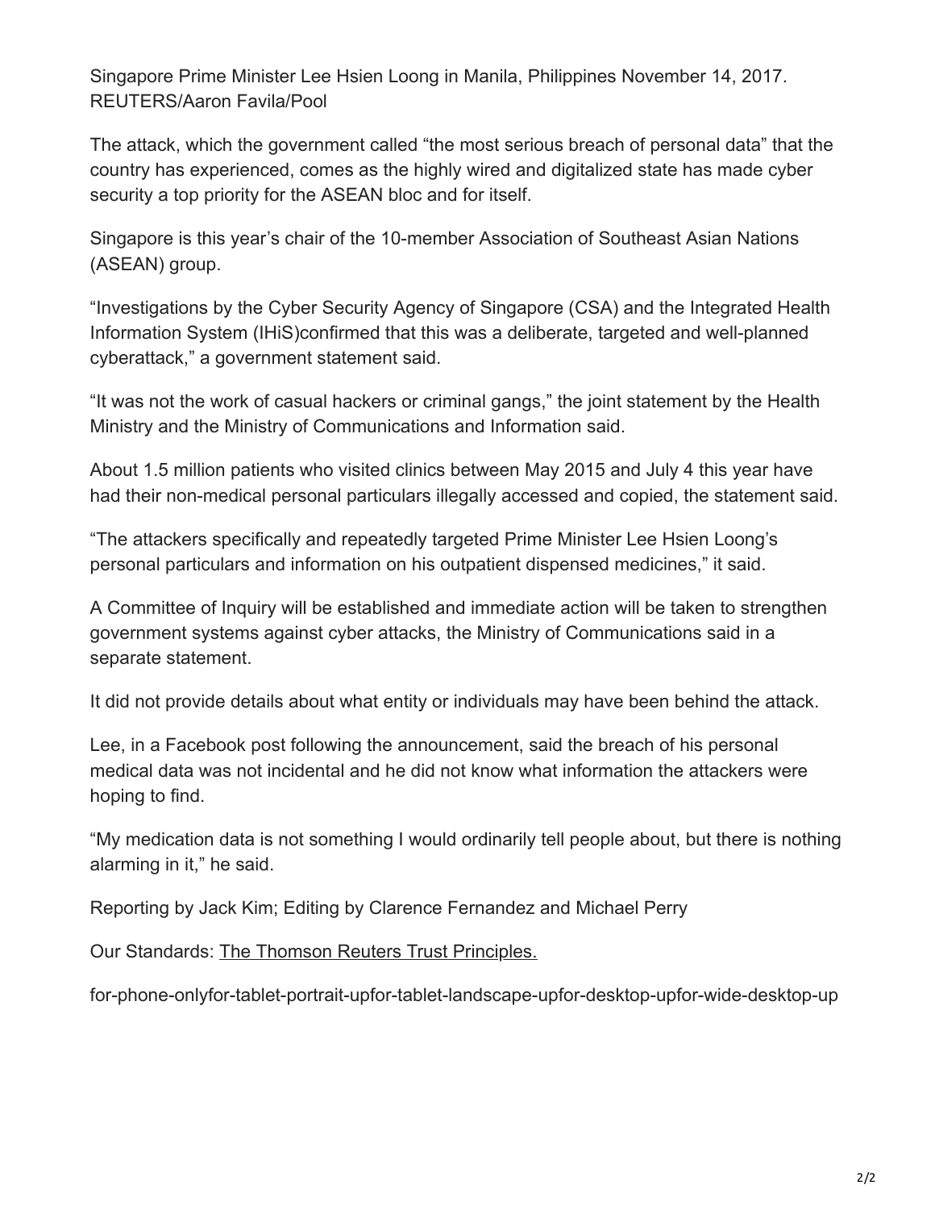Singapore Prime Minister Lee Hsien Loong in Manila, Philippines November 14, 2017. REUTERS/Aaron Favila/Pool

The attack, which the government called “the most serious breach of personal data” that the country has experienced, comes as the highly wired and digitalized state has made cyber security a top priority for the ASEAN bloc and for itself.

Singapore is this year’s chair of the 10-member Association of Southeast Asian Nations (ASEAN) group.

“Investigations by the Cyber Security Agency of Singapore (CSA) and the Integrated Health Information System (IHiS)confirmed that this was a deliberate, targeted and well-planned cyberattack,” a government statement said.

“It was not the work of casual hackers or criminal gangs,” the joint statement by the Health Ministry and the Ministry of Communications and Information said.

About 1.5 million patients who visited clinics between May 2015 and July 4 this year have had their non-medical personal particulars illegally accessed and copied, the statement said.

“The attackers specifically and repeatedly targeted Prime Minister Lee Hsien Loong’s personal particulars and information on his outpatient dispensed medicines,” it said.

A Committee of Inquiry will be established and immediate action will be taken to strengthen government systems against cyber attacks, the Ministry of Communications said in a separate statement.

It did not provide details about what entity or individuals may have been behind the attack.

Lee, in a Facebook post following the announcement, said the breach of his personal medical data was not incidental and he did not know what information the attackers were hoping to find.

“My medication data is not something I would ordinarily tell people about, but there is nothing alarming in it,” he said.

Reporting by Jack Kim; Editing by Clarence Fernandez and Michael Perry

Our Standards: The Thomson Reuters Trust Principles.

for-phone-onlyfor-tablet-portrait-upfor-tablet-landscape-upfor-desktop-upfor-wide-desktop-up